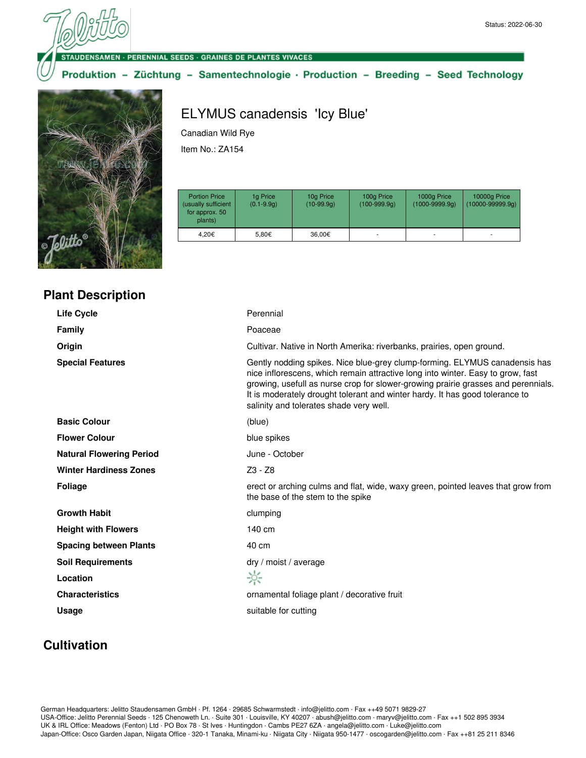Status: 2022-06-30

STAUDENSAMEN · PERENNIAL SEEDS · GRAINES DE PLANTES VIVACES

Produktion – Züchtung – Samentechnologie · Production – Breeding – Seed Technology

# ELYMUS canadensis 'Icy Blue'

Canadian Wild Rye

Item No.: ZA154

| Portion Price (usually sufficient for approx. 50 plants) | 1g Price (0.1-9.9g) | 10g Price (10-99.9g) | 100g Price (100-999.9g) | 1000g Price (1000-9999.9g) | 10000g Price (10000-99999.9g) |
|---|---|---|---|---|---|
| 4,20€ | 5,80€ | 36,00€ | - | - | - |

## Plant Description

| | |
|---|---|
| **Life Cycle** | Perennial |
| **Family** | Poaceae |
| **Origin** | Cultivar. Native in North Amerika: riverbanks, prairies, open ground. |
| **Special Features** | Gently nodding spikes. Nice blue-grey clump-forming. ELYMUS canadensis has nice inflorescens, which remain attractive long into winter. Easy to grow, fast growing, usefull as nurse crop for slower-growing prairie grasses and perennials. It is moderately drought tolerant and winter hardy. It has good tolerance to salinity and tolerates shade very well. |
| **Basic Colour** | (blue) |
| **Flower Colour** | blue spikes |
| **Natural Flowering Period** | June - October |
| **Winter Hardiness Zones** | Z3 - Z8 |
| **Foliage** | erect or arching culms and flat, wide, waxy green, pointed leaves that grow from the base of the stem to the spike |
| **Growth Habit** | clumping |
| **Height with Flowers** | 140 cm |
| **Spacing between Plants** | 40 cm |
| **Soil Requirements** | dry / moist / average |
| **Location** | |
| **Characteristics** | ornamental foliage plant / decorative fruit |
| **Usage** | suitable for cutting |

## Cultivation

German Headquarters: Jelitto Staudensamen GmbH · Pf. 1264 · 29685 Schwarmstedt · info@jelitto.com · Fax ++49 5071 9829-27
USA-Office: Jelitto Perennial Seeds · 125 Chenoweth Ln. · Suite 301 · Louisville, KY 40207 · abush@jelitto.com · maryv@jelitto.com · Fax ++1 502 895 3934
UK & IRL Office: Meadows (Fenton) Ltd · PO Box 78 · St Ives · Huntingdon · Cambs PE27 6ZA · angela@jelitto.com · Luke@jelitto.com
Japan-Office: Osco Garden Japan, Niigata Office · 320-1 Tanaka, Minami-ku · Niigata City · Niigata 950-1477 · oscogarden@jelitto.com · Fax ++81 25 211 8346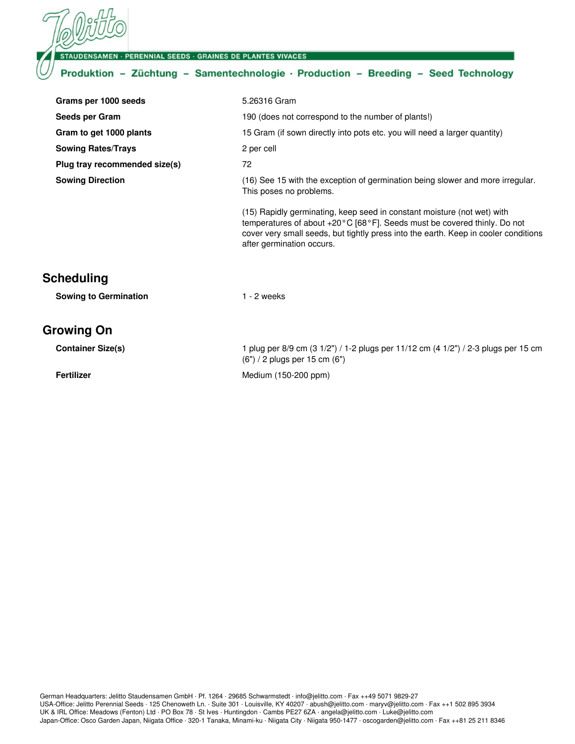| | |
|---|---|
| **Grams per 1000 seeds** | 5.26316 Gram |
| **Seeds per Gram** | 190 (does not correspond to the number of plants!) |
| **Gram to get 1000 plants** | 15 Gram (if sown directly into pots etc. you will need a larger quantity) |
| **Sowing Rates/Trays** | 2 per cell |
| **Plug tray recommended size(s)** | 72 |
| **Sowing Direction** | (16) See 15 with the exception of germination being slower and more irregular. This poses no problems.<br><br>(15) Rapidly germinating, keep seed in constant moisture (not wet) with temperatures of about +20°C [68°F]. Seeds must be covered thinly. Do not cover very small seeds, but tightly press into the earth. Keep in cooler conditions after germination occurs. |

## Scheduling

| | |
|---|---|
| **Sowing to Germination** | 1 - 2 weeks |

## Growing On

| | |
|---|---|
| **Container Size(s)** | 1 plug per 8/9 cm (3 1/2") / 1-2 plugs per 11/12 cm (4 1/2") / 2-3 plugs per 15 cm (6") / 2 plugs per 15 cm (6") |
| **Fertilizer** | Medium (150-200 ppm) |